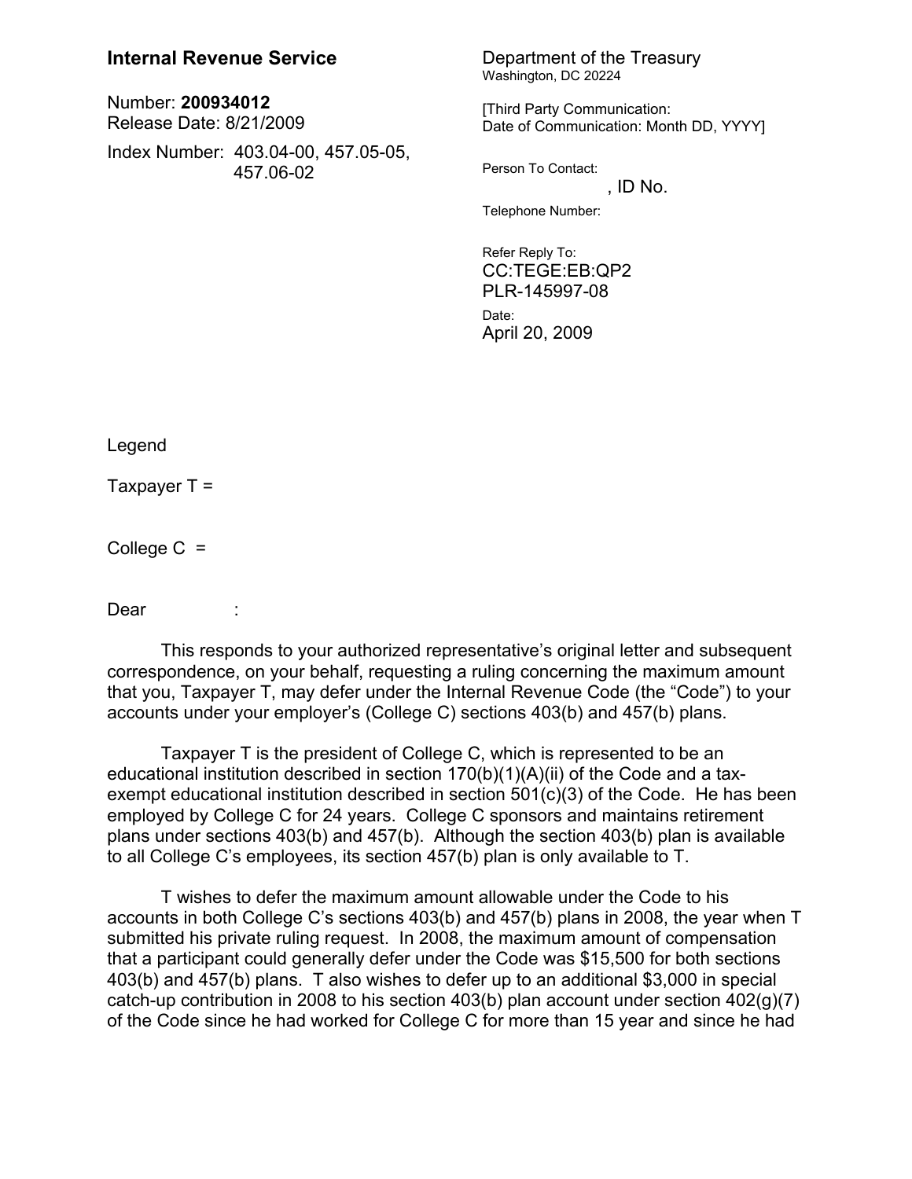**Internal Revenue Service**

Number: **200934012**
Release Date: 8/21/2009

Index Number: 403.04-00, 457.05-05, 457.06-02

Department of the Treasury
Washington, DC 20224

[Third Party Communication:
Date of Communication: Month DD, YYYY]

Person To Contact:
, ID No.

Telephone Number:

Refer Reply To:
CC:TEGE:EB:QP2
PLR-145997-08

Date:
April 20, 2009

Legend

Taxpayer T =

College C =

Dear :

This responds to your authorized representative's original letter and subsequent correspondence, on your behalf, requesting a ruling concerning the maximum amount that you, Taxpayer T, may defer under the Internal Revenue Code (the "Code") to your accounts under your employer's (College C) sections 403(b) and 457(b) plans.

Taxpayer T is the president of College C, which is represented to be an educational institution described in section 170(b)(1)(A)(ii) of the Code and a tax-exempt educational institution described in section 501(c)(3) of the Code. He has been employed by College C for 24 years. College C sponsors and maintains retirement plans under sections 403(b) and 457(b). Although the section 403(b) plan is available to all College C's employees, its section 457(b) plan is only available to T.

T wishes to defer the maximum amount allowable under the Code to his accounts in both College C's sections 403(b) and 457(b) plans in 2008, the year when T submitted his private ruling request. In 2008, the maximum amount of compensation that a participant could generally defer under the Code was $15,500 for both sections 403(b) and 457(b) plans. T also wishes to defer up to an additional $3,000 in special catch-up contribution in 2008 to his section 403(b) plan account under section 402(g)(7) of the Code since he had worked for College C for more than 15 year and since he had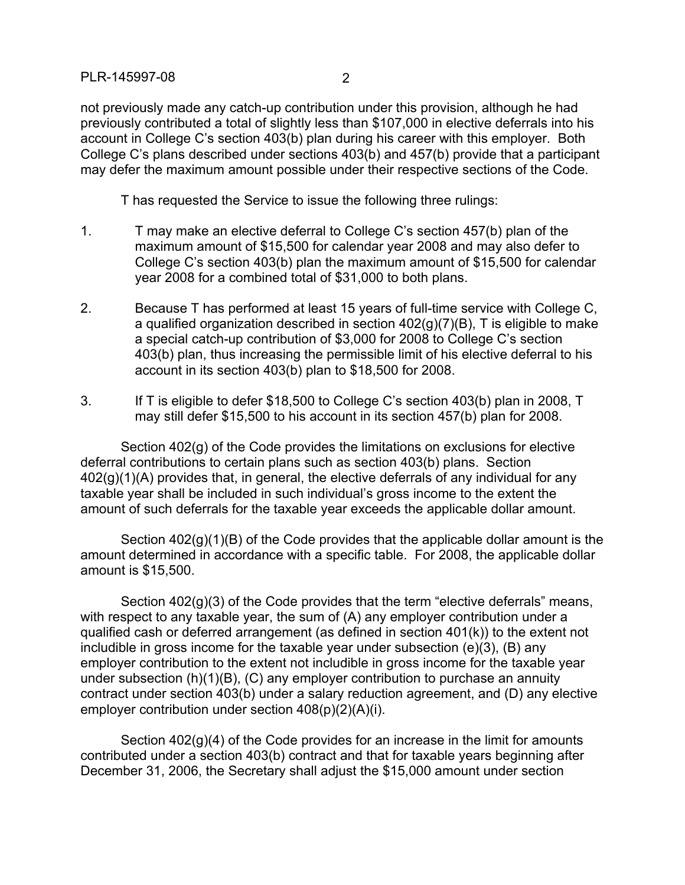not previously made any catch-up contribution under this provision, although he had previously contributed a total of slightly less than $107,000 in elective deferrals into his account in College C's section 403(b) plan during his career with this employer. Both College C's plans described under sections 403(b) and 457(b) provide that a participant may defer the maximum amount possible under their respective sections of the Code.

T has requested the Service to issue the following three rulings:

1. T may make an elective deferral to College C's section 457(b) plan of the maximum amount of $15,500 for calendar year 2008 and may also defer to College C's section 403(b) plan the maximum amount of $15,500 for calendar year 2008 for a combined total of $31,000 to both plans.

2. Because T has performed at least 15 years of full-time service with College C, a qualified organization described in section 402(g)(7)(B), T is eligible to make a special catch-up contribution of $3,000 for 2008 to College C's section 403(b) plan, thus increasing the permissible limit of his elective deferral to his account in its section 403(b) plan to $18,500 for 2008.

3. If T is eligible to defer $18,500 to College C's section 403(b) plan in 2008, T may still defer $15,500 to his account in its section 457(b) plan for 2008.

Section 402(g) of the Code provides the limitations on exclusions for elective deferral contributions to certain plans such as section 403(b) plans. Section 402(g)(1)(A) provides that, in general, the elective deferrals of any individual for any taxable year shall be included in such individual's gross income to the extent the amount of such deferrals for the taxable year exceeds the applicable dollar amount.

Section 402(g)(1)(B) of the Code provides that the applicable dollar amount is the amount determined in accordance with a specific table. For 2008, the applicable dollar amount is $15,500.

Section 402(g)(3) of the Code provides that the term "elective deferrals" means, with respect to any taxable year, the sum of (A) any employer contribution under a qualified cash or deferred arrangement (as defined in section 401(k)) to the extent not includible in gross income for the taxable year under subsection (e)(3), (B) any employer contribution to the extent not includible in gross income for the taxable year under subsection (h)(1)(B), (C) any employer contribution to purchase an annuity contract under section 403(b) under a salary reduction agreement, and (D) any elective employer contribution under section 408(p)(2)(A)(i).

Section 402(g)(4) of the Code provides for an increase in the limit for amounts contributed under a section 403(b) contract and that for taxable years beginning after December 31, 2006, the Secretary shall adjust the $15,000 amount under section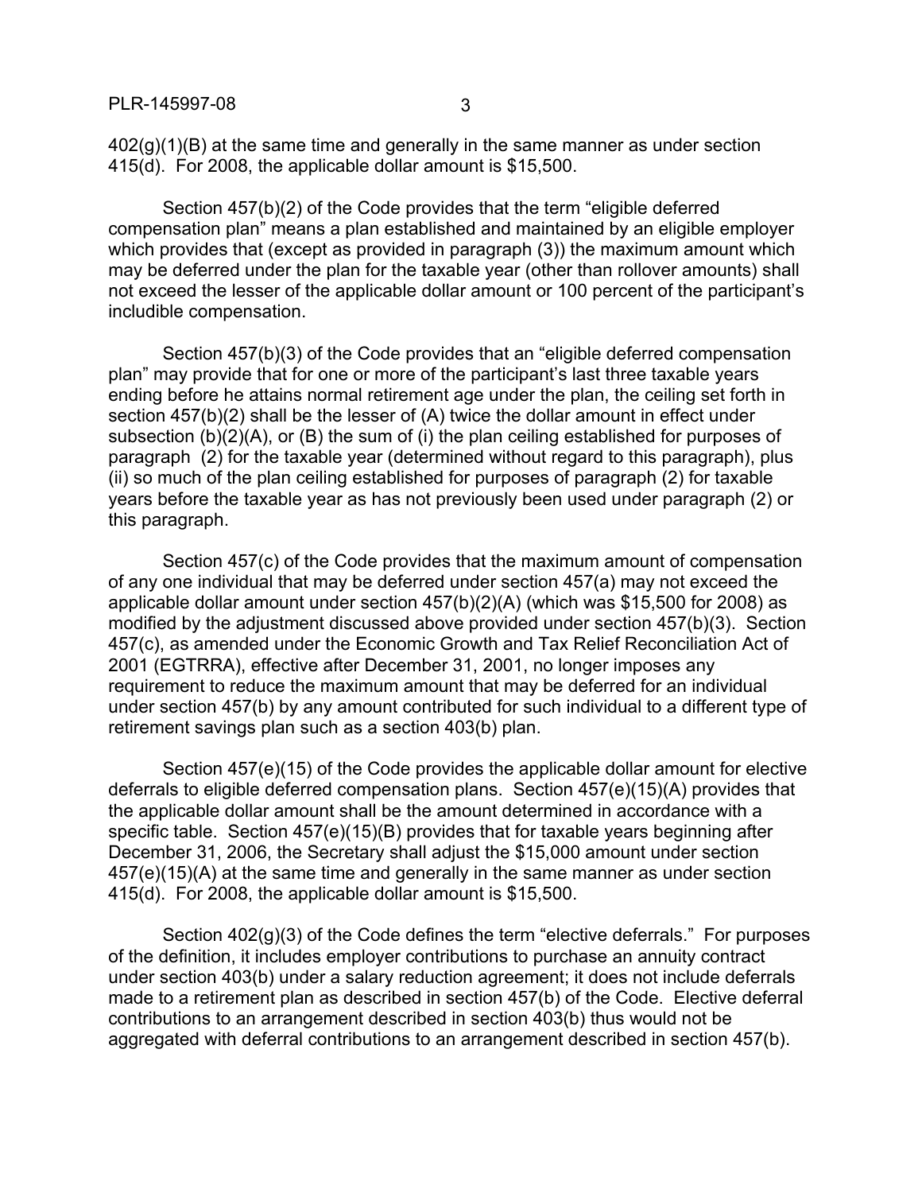402(g)(1)(B) at the same time and generally in the same manner as under section 415(d). For 2008, the applicable dollar amount is $15,500.

Section 457(b)(2) of the Code provides that the term "eligible deferred compensation plan" means a plan established and maintained by an eligible employer which provides that (except as provided in paragraph (3)) the maximum amount which may be deferred under the plan for the taxable year (other than rollover amounts) shall not exceed the lesser of the applicable dollar amount or 100 percent of the participant's includible compensation.

Section 457(b)(3) of the Code provides that an "eligible deferred compensation plan" may provide that for one or more of the participant's last three taxable years ending before he attains normal retirement age under the plan, the ceiling set forth in section 457(b)(2) shall be the lesser of (A) twice the dollar amount in effect under subsection (b)(2)(A), or (B) the sum of (i) the plan ceiling established for purposes of paragraph (2) for the taxable year (determined without regard to this paragraph), plus (ii) so much of the plan ceiling established for purposes of paragraph (2) for taxable years before the taxable year as has not previously been used under paragraph (2) or this paragraph.

Section 457(c) of the Code provides that the maximum amount of compensation of any one individual that may be deferred under section 457(a) may not exceed the applicable dollar amount under section 457(b)(2)(A) (which was $15,500 for 2008) as modified by the adjustment discussed above provided under section 457(b)(3). Section 457(c), as amended under the Economic Growth and Tax Relief Reconciliation Act of 2001 (EGTRRA), effective after December 31, 2001, no longer imposes any requirement to reduce the maximum amount that may be deferred for an individual under section 457(b) by any amount contributed for such individual to a different type of retirement savings plan such as a section 403(b) plan.

Section 457(e)(15) of the Code provides the applicable dollar amount for elective deferrals to eligible deferred compensation plans. Section 457(e)(15)(A) provides that the applicable dollar amount shall be the amount determined in accordance with a specific table. Section 457(e)(15)(B) provides that for taxable years beginning after December 31, 2006, the Secretary shall adjust the $15,000 amount under section 457(e)(15)(A) at the same time and generally in the same manner as under section 415(d). For 2008, the applicable dollar amount is $15,500.

Section 402(g)(3) of the Code defines the term "elective deferrals." For purposes of the definition, it includes employer contributions to purchase an annuity contract under section 403(b) under a salary reduction agreement; it does not include deferrals made to a retirement plan as described in section 457(b) of the Code. Elective deferral contributions to an arrangement described in section 403(b) thus would not be aggregated with deferral contributions to an arrangement described in section 457(b).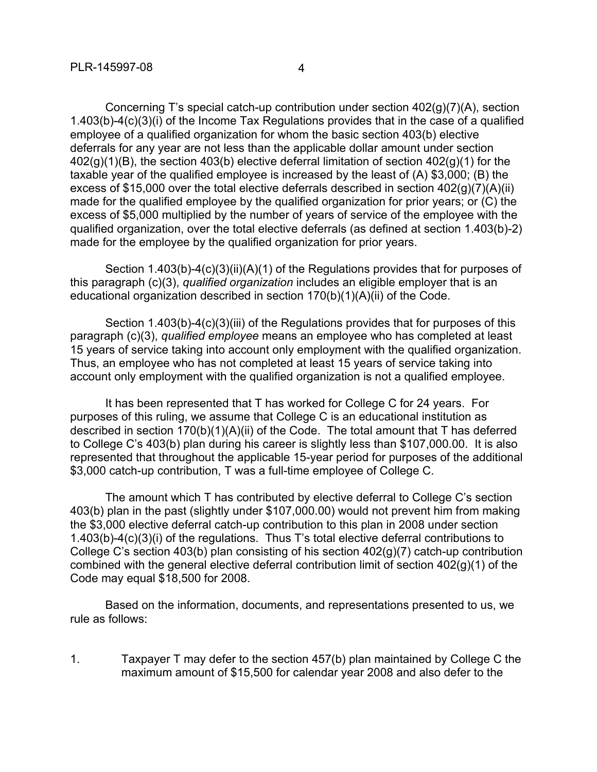Concerning T's special catch-up contribution under section 402(g)(7)(A), section 1.403(b)-4(c)(3)(i) of the Income Tax Regulations provides that in the case of a qualified employee of a qualified organization for whom the basic section 403(b) elective deferrals for any year are not less than the applicable dollar amount under section 402(g)(1)(B), the section 403(b) elective deferral limitation of section 402(g)(1) for the taxable year of the qualified employee is increased by the least of (A) $3,000; (B) the excess of $15,000 over the total elective deferrals described in section 402(g)(7)(A)(ii) made for the qualified employee by the qualified organization for prior years; or (C) the excess of $5,000 multiplied by the number of years of service of the employee with the qualified organization, over the total elective deferrals (as defined at section 1.403(b)-2) made for the employee by the qualified organization for prior years.

Section 1.403(b)-4(c)(3)(ii)(A)(1) of the Regulations provides that for purposes of this paragraph (c)(3), *qualified organization* includes an eligible employer that is an educational organization described in section 170(b)(1)(A)(ii) of the Code.

Section 1.403(b)-4(c)(3)(iii) of the Regulations provides that for purposes of this paragraph (c)(3), *qualified employee* means an employee who has completed at least 15 years of service taking into account only employment with the qualified organization. Thus, an employee who has not completed at least 15 years of service taking into account only employment with the qualified organization is not a qualified employee.

It has been represented that T has worked for College C for 24 years. For purposes of this ruling, we assume that College C is an educational institution as described in section 170(b)(1)(A)(ii) of the Code. The total amount that T has deferred to College C's 403(b) plan during his career is slightly less than $107,000.00. It is also represented that throughout the applicable 15-year period for purposes of the additional $3,000 catch-up contribution, T was a full-time employee of College C.

The amount which T has contributed by elective deferral to College C's section 403(b) plan in the past (slightly under $107,000.00) would not prevent him from making the $3,000 elective deferral catch-up contribution to this plan in 2008 under section 1.403(b)-4(c)(3)(i) of the regulations. Thus T's total elective deferral contributions to College C's section 403(b) plan consisting of his section 402(g)(7) catch-up contribution combined with the general elective deferral contribution limit of section 402(g)(1) of the Code may equal $18,500 for 2008.

Based on the information, documents, and representations presented to us, we rule as follows:

1. Taxpayer T may defer to the section 457(b) plan maintained by College C the maximum amount of $15,500 for calendar year 2008 and also defer to the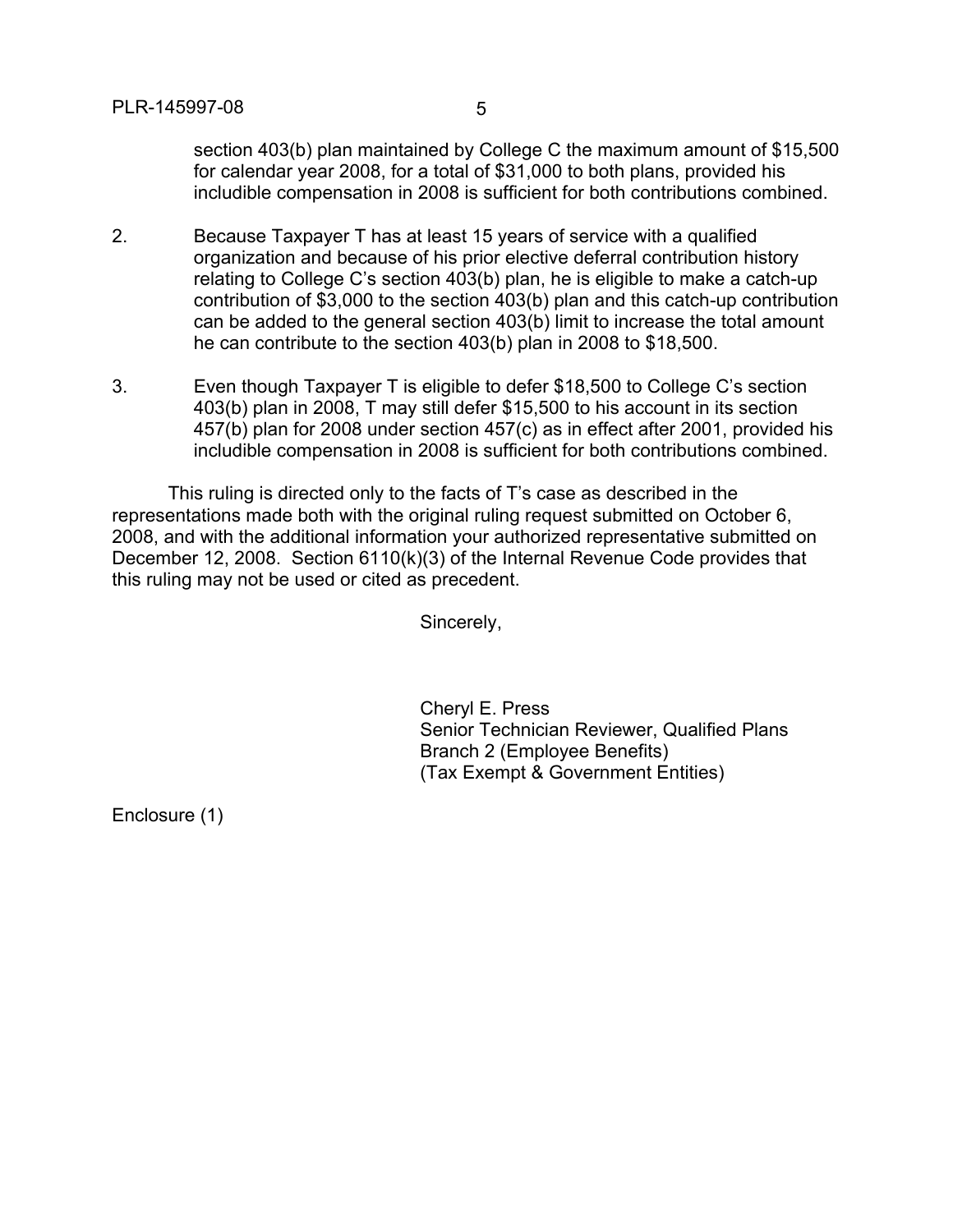section 403(b) plan maintained by College C the maximum amount of $15,500 for calendar year 2008, for a total of $31,000 to both plans, provided his includible compensation in 2008 is sufficient for both contributions combined.

2. Because Taxpayer T has at least 15 years of service with a qualified organization and because of his prior elective deferral contribution history relating to College C's section 403(b) plan, he is eligible to make a catch-up contribution of $3,000 to the section 403(b) plan and this catch-up contribution can be added to the general section 403(b) limit to increase the total amount he can contribute to the section 403(b) plan in 2008 to $18,500.

3. Even though Taxpayer T is eligible to defer $18,500 to College C's section 403(b) plan in 2008, T may still defer $15,500 to his account in its section 457(b) plan for 2008 under section 457(c) as in effect after 2001, provided his includible compensation in 2008 is sufficient for both contributions combined.

This ruling is directed only to the facts of T's case as described in the representations made both with the original ruling request submitted on October 6, 2008, and with the additional information your authorized representative submitted on December 12, 2008. Section 6110(k)(3) of the Internal Revenue Code provides that this ruling may not be used or cited as precedent.

Sincerely,

Cheryl E. Press
Senior Technician Reviewer, Qualified Plans
Branch 2 (Employee Benefits)
(Tax Exempt & Government Entities)

Enclosure (1)